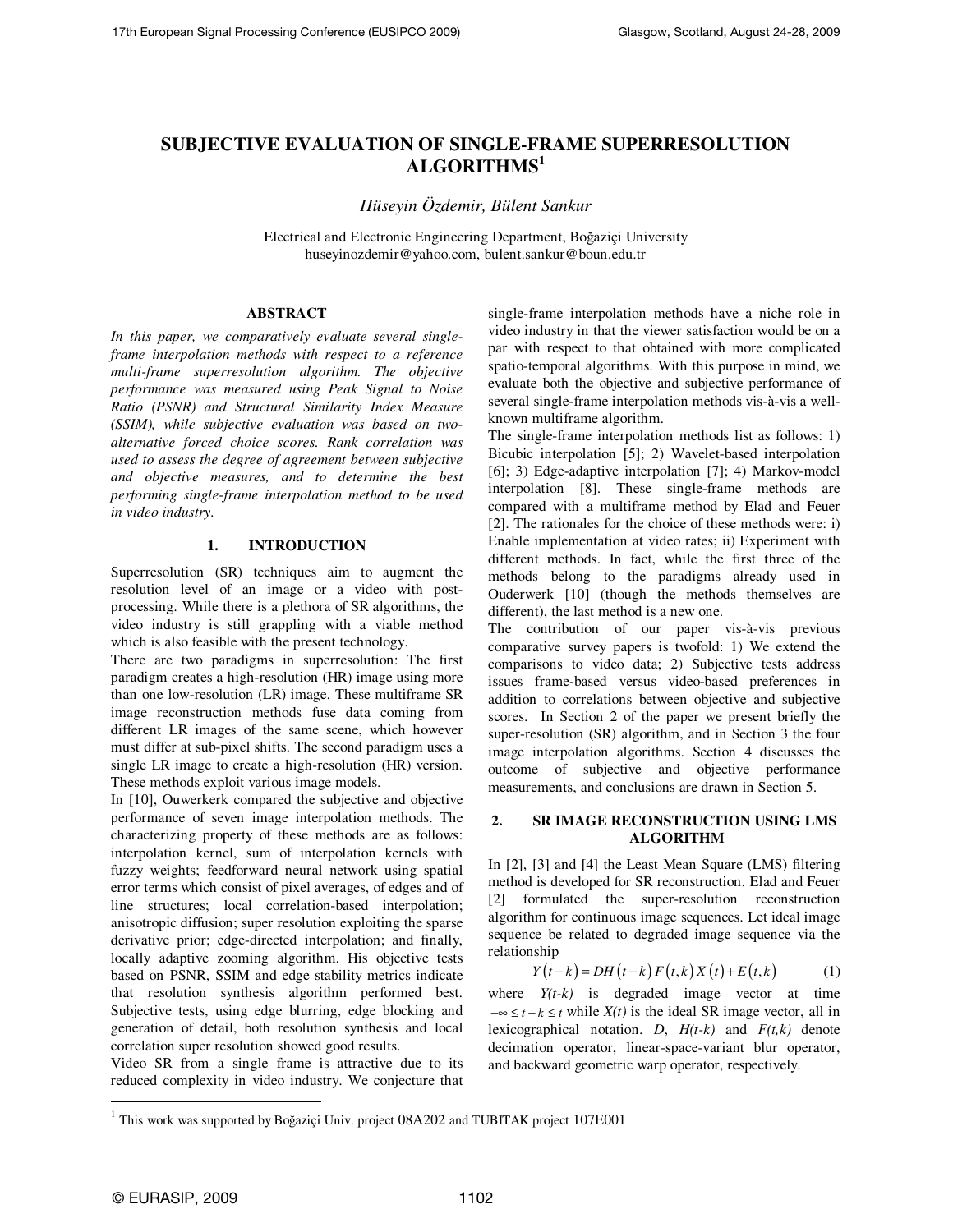# SUBJECTIVE EVALUATION OF SINGLE-FRAME SUPERRESOLUTION ALGORITHMS[1]

*Hüseyin Özdemir, Bülent Sankur*

Electrical and Electronic Engineering Department, Boğaziçi University
huseyinozdemir@yahoo.com, bulent.sankur@boun.edu.tr

## ABSTRACT

*In this paper, we comparatively evaluate several single-frame interpolation methods with respect to a reference multi-frame superresolution algorithm. The objective performance was measured using Peak Signal to Noise Ratio (PSNR) and Structural Similarity Index Measure (SSIM), while subjective evaluation was based on two-alternative forced choice scores. Rank correlation was used to assess the degree of agreement between subjective and objective measures, and to determine the best performing single-frame interpolation method to be used in video industry.*

## 1. INTRODUCTION

Superresolution (SR) techniques aim to augment the resolution level of an image or a video with post-processing. While there is a plethora of SR algorithms, the video industry is still grappling with a viable method which is also feasible with the present technology.

There are two paradigms in superresolution: The first paradigm creates a high-resolution (HR) image using more than one low-resolution (LR) image. These multiframe SR image reconstruction methods fuse data coming from different LR images of the same scene, which however must differ at sub-pixel shifts. The second paradigm uses a single LR image to create a high-resolution (HR) version. These methods exploit various image models.

In [10], Owerkerk compared the subjective and objective performance of seven image interpolation methods. The characterizing property of these methods are as follows: interpolation kernel, sum of interpolation kernels with fuzzy weights; feedforward neural network using spatial error terms which consist of pixel averages, of edges and of line structures; local correlation-based interpolation; anisotropic diffusion; super resolution exploiting the sparse derivative prior; edge-directed interpolation; and finally, locally adaptive zooming algorithm. His objective tests based on PSNR, SSIM and edge stability metrics indicate that resolution synthesis algorithm performed best. Subjective tests, using edge blurring, edge blocking and generation of detail, both resolution synthesis and local correlation super resolution showed good results.

Video SR from a single frame is attractive due to its reduced complexity in video industry. We conjecture that single-frame interpolation methods have a niche role in video industry in that the viewer satisfaction would be on a par with respect to that obtained with more complicated spatio-temporal algorithms. With this purpose in mind, we evaluate both the objective and subjective performance of several single-frame interpolation methods vis-à-vis a well-known multiframe algorithm.

The single-frame interpolation methods list as follows: 1) Bicubic interpolation [5]; 2) Wavelet-based interpolation [6]; 3) Edge-adaptive interpolation [7]; 4) Markov-model interpolation [8]. These single-frame methods are compared with a multiframe method by Elad and Feuer [2]. The rationales for the choice of these methods were: i) Enable implementation at video rates; ii) Experiment with different methods. In fact, while the first three of the methods belong to the paradigms already used in Ouderwerk [10] (though the methods themselves are different), the last method is a new one.

The contribution of our paper vis-à-vis previous comparative survey papers is twofold: 1) We extend the comparisons to video data; 2) Subjective tests address issues frame-based versus video-based preferences in addition to correlations between objective and subjective scores. In Section 2 of the paper we present briefly the super-resolution (SR) algorithm, and in Section 3 the four image interpolation algorithms. Section 4 discusses the outcome of subjective and objective performance measurements, and conclusions are drawn in Section 5.

## 2. SR IMAGE RECONSTRUCTION USING LMS ALGORITHM

In [2], [3] and [4] the Least Mean Square (LMS) filtering method is developed for SR reconstruction. Elad and Feuer [2] formulated the super-resolution reconstruction algorithm for continuous image sequences. Let ideal image sequence be related to degraded image sequence via the relationship

$$Y(t-k) = DH(t-k)F(t,k)X(t) + E(t,k) \tag{1}$$

where $Y(t-k)$ is degraded image vector at time $-\infty \le t-k \le t$ while $X(t)$ is the ideal SR image vector, all in lexicographical notation. $D$, $H(t-k)$ and $F(t,k)$ denote decimation operator, linear-space-variant blur operator, and backward geometric warp operator, respectively.

[1] This work was supported by Boğaziçi Univ. project 08A202 and TUBITAK project 107E001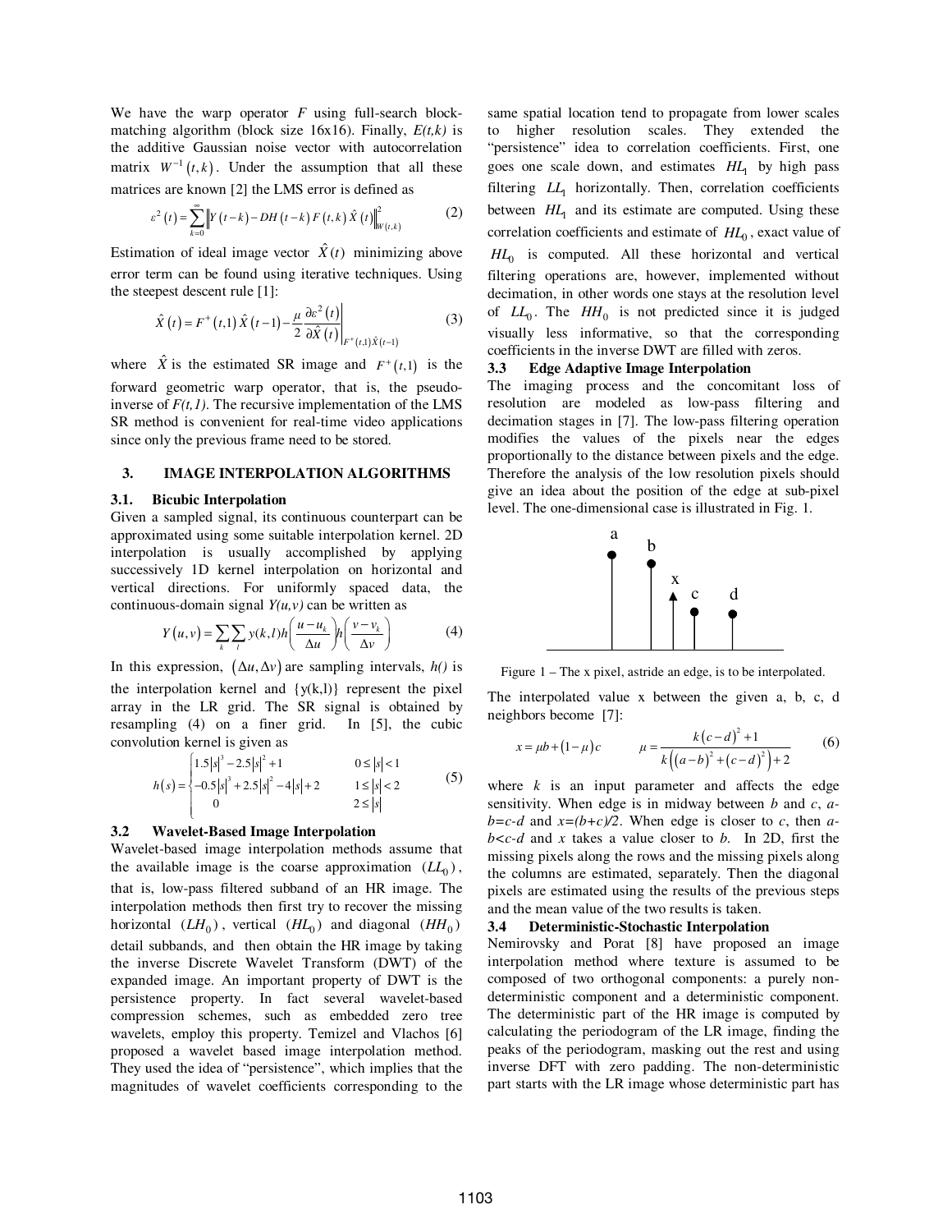We have the warp operator $F$ using full-search block-matching algorithm (block size 16x16). Finally, $E(t,k)$ is the additive Gaussian noise vector with autocorrelation matrix $W^{-1}(t,k)$. Under the assumption that all these matrices are known [2] the LMS error is defined as

$$\varepsilon^2(t) = \sum_{k=0}^{\infty} \left\| Y(t-k) - DH(t-k)\, F(t,k)\, \hat{X}(t) \right\|^2_{W(t,k)} \tag{2}$$

Estimation of ideal image vector $\hat{X}(t)$ minimizing above error term can be found using iterative techniques. Using the steepest descent rule [1]:

$$\hat{X}(t) = F^{+}(t,1)\,\hat{X}(t-1) - \frac{\mu}{2} \left. \frac{\partial \varepsilon^2(t)}{\partial \hat{X}(t)} \right|_{F^{+}(t,1)\hat{X}(t-1)} \tag{3}$$

where $\hat{X}$ is the estimated SR image and $F^{+}(t,1)$ is the forward geometric warp operator, that is, the pseudo-inverse of $F(t,1)$. The recursive implementation of the LMS SR method is convenient for real-time video applications since only the previous frame need to be stored.

## 3. IMAGE INTERPOLATION ALGORITHMS

### 3.1. Bicubic Interpolation

Given a sampled signal, its continuous counterpart can be approximated using some suitable interpolation kernel. 2D interpolation is usually accomplished by applying successively 1D kernel interpolation on horizontal and vertical directions. For uniformly spaced data, the continuous-domain signal $Y(u,v)$ can be written as

$$Y(u,v) = \sum_k \sum_l y(k,l)\, h\!\left(\frac{u-u_k}{\Delta u}\right) h\!\left(\frac{v-v_k}{\Delta v}\right) \tag{4}$$

In this expression, $(\Delta u, \Delta v)$ are sampling intervals, $h()$ is the interpolation kernel and $\{y(k,l)\}$ represent the pixel array in the LR grid. The SR signal is obtained by resampling (4) on a finer grid. In [5], the cubic convolution kernel is given as

$$h(s) = \begin{cases} 1.5|s|^3 - 2.5|s|^2 + 1 & 0 \le |s| < 1 \\ -0.5|s|^3 + 2.5|s|^2 - 4|s| + 2 & 1 \le |s| < 2 \\ 0 & 2 \le |s| \end{cases} \tag{5}$$

### 3.2 Wavelet-Based Image Interpolation

Wavelet-based image interpolation methods assume that the available image is the coarse approximation $(LL_0)$, that is, low-pass filtered subband of an HR image. The interpolation methods then first try to recover the missing horizontal $(LH_0)$, vertical $(HL_0)$ and diagonal $(HH_0)$ detail subbands, and then obtain the HR image by taking the inverse Discrete Wavelet Transform (DWT) of the expanded image. An important property of DWT is the persistence property. In fact several wavelet-based compression schemes, such as embedded zero tree wavelets, employ this property. Temizel and Vlachos [6] proposed a wavelet based image interpolation method. They used the idea of "persistence", which implies that the magnitudes of wavelet coefficients corresponding to the same spatial location tend to propagate from lower scales to higher resolution scales. They extended the "persistence" idea to correlation coefficients. First, one goes one scale down, and estimates $HL_1$ by high pass filtering $LL_1$ horizontally. Then, correlation coefficients between $HL_1$ and its estimate are computed. Using these correlation coefficients and estimate of $HL_0$, exact value of $HL_0$ is computed. All these horizontal and vertical filtering operations are, however, implemented without decimation, in other words one stays at the resolution level of $LL_0$. The $HH_0$ is not predicted since it is judged visually less informative, so that the corresponding coefficients in the inverse DWT are filled with zeros.

### 3.3 Edge Adaptive Image Interpolation

The imaging process and the concomitant loss of resolution are modeled as low-pass filtering and decimation stages in [7]. The low-pass filtering operation modifies the values of the pixels near the edges proportionally to the distance between pixels and the edge. Therefore the analysis of the low resolution pixels should give an idea about the position of the edge at sub-pixel level. The one-dimensional case is illustrated in Fig. 1.

Figure 1 – The x pixel, astride an edge, is to be interpolated.

The interpolated value x between the given a, b, c, d neighbors become [7]:

$$x = \mu b + (1-\mu)c \qquad \mu = \frac{k(c-d)^2 + 1}{k\left((a-b)^2 + (c-d)^2\right) + 2} \tag{6}$$

where $k$ is an input parameter and affects the edge sensitivity. When edge is in midway between $b$ and $c$, $a-b=c-d$ and $x=(b+c)/2$. When edge is closer to $c$, then $a-b<c-d$ and $x$ takes a value closer to $b$. In 2D, first the missing pixels along the rows and the missing pixels along the columns are estimated, separately. Then the diagonal pixels are estimated using the results of the previous steps and the mean value of the two results is taken.

### 3.4 Deterministic-Stochastic Interpolation

Nemirovsky and Porat [8] have proposed an image interpolation method where texture is assumed to be composed of two orthogonal components: a purely non-deterministic component and a deterministic component. The deterministic part of the HR image is computed by calculating the periodogram of the LR image, finding the peaks of the periodogram, masking out the rest and using inverse DFT with zero padding. The non-deterministic part starts with the LR image whose deterministic part has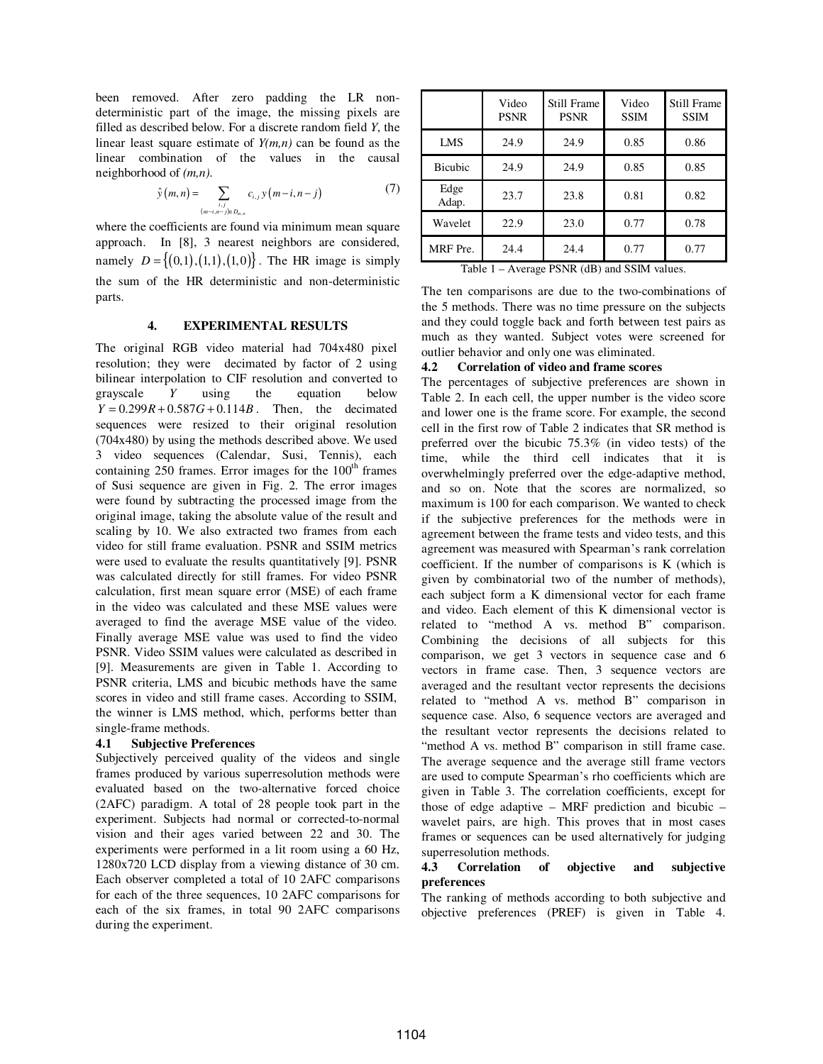been removed. After zero padding the LR non-deterministic part of the image, the missing pixels are filled as described below. For a discrete random field *Y*, the linear least square estimate of *Y(m,n)* can be found as the linear combination of the values in the causal neighborhood of *(m,n)*.

$$\hat{y}(m,n) = \sum_{\substack{i,j \\ (m-i,n-j)\in D_{m,n}}} c_{i,j}\, y(m-i,n-j) \tag{7}$$

where the coefficients are found via minimum mean square approach. In [8], 3 nearest neighbors are considered, namely $D = \{(0,1),(1,1),(1,0)\}$. The HR image is simply the sum of the HR deterministic and non-deterministic parts.

## 4. EXPERIMENTAL RESULTS

The original RGB video material had 704x480 pixel resolution; they were decimated by factor of 2 using bilinear interpolation to CIF resolution and converted to grayscale $Y$ using the equation below $Y = 0.299R + 0.587G + 0.114B$. Then, the decimated sequences were resized to their original resolution (704x480) by using the methods described above. We used 3 video sequences (Calendar, Susi, Tennis), each containing 250 frames. Error images for the 100[th] frames of Susi sequence are given in Fig. 2. The error images were found by subtracting the processed image from the original image, taking the absolute value of the result and scaling by 10. We also extracted two frames from each video for still frame evaluation. PSNR and SSIM metrics were used to evaluate the results quantitatively [9]. PSNR was calculated directly for still frames. For video PSNR calculation, first mean square error (MSE) of each frame in the video was calculated and these MSE values were averaged to find the average MSE value of the video. Finally average MSE value was used to find the video PSNR. Video SSIM values were calculated as described in [9]. Measurements are given in Table 1. According to PSNR criteria, LMS and bicubic methods have the same scores in video and still frame cases. According to SSIM, the winner is LMS method, which, performs better than single-frame methods.

### 4.1 Subjective Preferences

Subjectively perceived quality of the videos and single frames produced by various superresolution methods were evaluated based on the two-alternative forced choice (2AFC) paradigm. A total of 28 people took part in the experiment. Subjects had normal or corrected-to-normal vision and their ages varied between 22 and 30. The experiments were performed in a lit room using a 60 Hz, 1280x720 LCD display from a viewing distance of 30 cm. Each observer completed a total of 10 2AFC comparisons for each of the three sequences, 10 2AFC comparisons for each of the six frames, in total 90 2AFC comparisons during the experiment.

| | Video PSNR | Still Frame PSNR | Video SSIM | Still Frame SSIM |
|---|---|---|---|---|
| LMS | 24.9 | 24.9 | 0.85 | 0.86 |
| Bicubic | 24.9 | 24.9 | 0.85 | 0.85 |
| Edge Adap. | 23.7 | 23.8 | 0.81 | 0.82 |
| Wavelet | 22.9 | 23.0 | 0.77 | 0.78 |
| MRF Pre. | 24.4 | 24.4 | 0.77 | 0.77 |

Table 1 – Average PSNR (dB) and SSIM values.

The ten comparisons are due to the two-combinations of the 5 methods. There was no time pressure on the subjects and they could toggle back and forth between test pairs as much as they wanted. Subject votes were screened for outlier behavior and only one was eliminated.

### 4.2 Correlation of video and frame scores

Percentages of subjective preferences are shown in Table 2. In each cell, the upper number is the video score and lower one is the frame score. For example, the second cell in the first row of Table 2 indicates that SR method is preferred over the bicubic 75.3% (in video tests) of the time, while the third cell indicates that it is overwhelmingly preferred over the edge-adaptive method, and so on. Note that the scores are normalized, so maximum is 100 for each comparison. We wanted to check if the subjective preferences for the methods were in agreement between the frame tests and video tests, and this agreement was measured with Spearman's rank correlation coefficient. If the number of comparisons is K (which is given by combinatorial two of the number of methods), each subject form a K dimensional vector for each frame and video. Each element of this K dimensional vector is related to "method A vs. method B" comparison. Combining the decisions of all subjects for this comparison, we get 3 vectors in sequence case and 6 vectors in frame case. Then, 3 sequence vectors are averaged and the resultant vector represents the decisions related to "method A vs. method B" comparison in sequence case. Also, 6 sequence vectors are averaged and the resultant vector represents the decisions related to "method A vs. method B" comparison in still frame case. The average sequence and the average still frame vectors are used to compute Spearman's rho coefficients which are given in Table 3. The correlation coefficients, except for those of edge adaptive – MRF prediction and bicubic – wavelet pairs, are high. This proves that in most cases frames or sequences can be used alternatively for judging superresolution methods.

### 4.3 Correlation of objective and subjective preferences

The ranking of methods according to both subjective and objective preferences (PREF) is given in Table 4.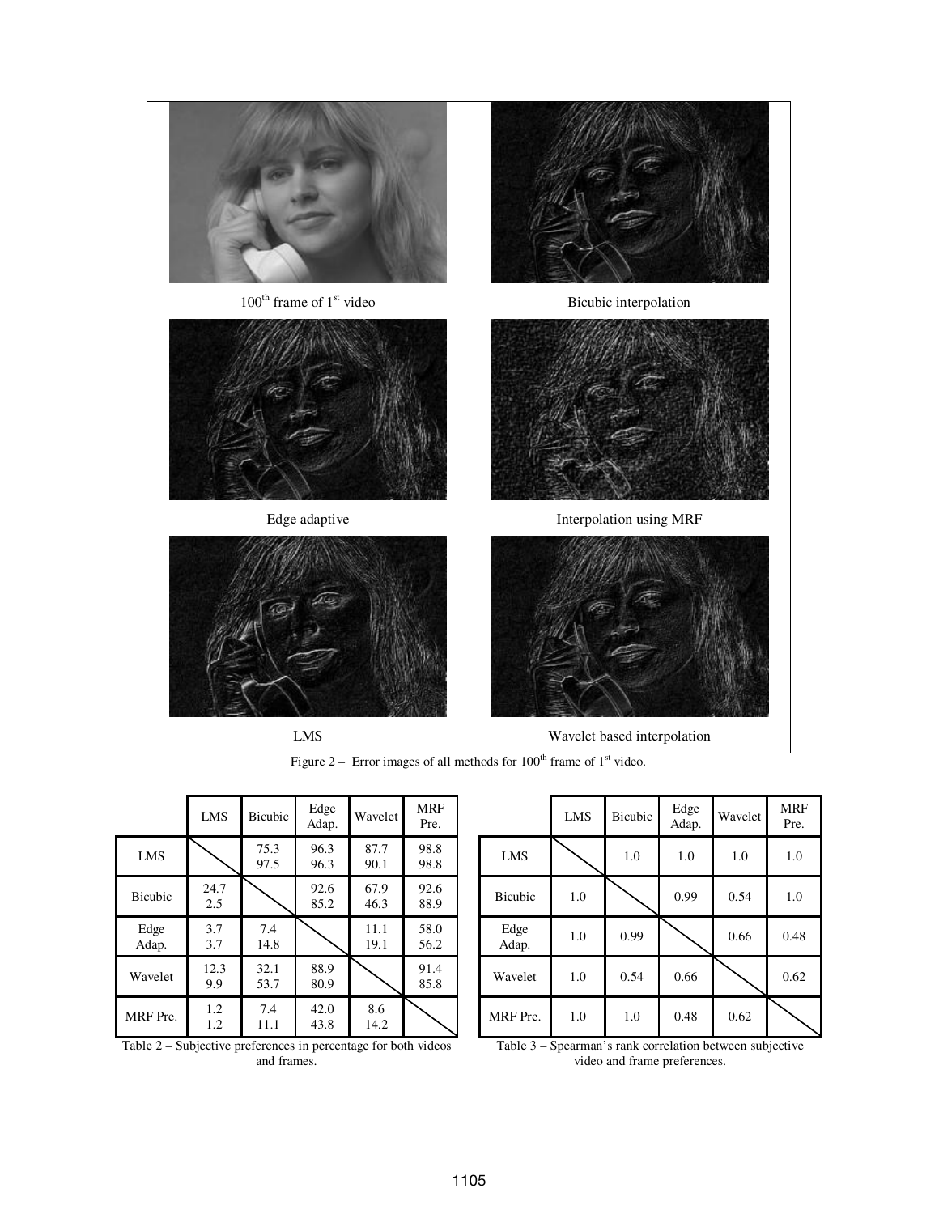100[th] frame of 1[st] video

Bicubic interpolation

Edge adaptive

Interpolation using MRF

LMS

Wavelet based interpolation

Figure 2 – Error images of all methods for 100[th] frame of 1[st] video.

| | LMS | Bicubic | Edge Adap. | Wavelet | MRF Pre. |
|---|---|---|---|---|---|
| LMS | | 75.3<br>97.5 | 96.3<br>96.3 | 87.7<br>90.1 | 98.8<br>98.8 |
| Bicubic | 24.7<br>2.5 | | 92.6<br>85.2 | 67.9<br>46.3 | 92.6<br>88.9 |
| Edge Adap. | 3.7<br>3.7 | 7.4<br>14.8 | | 11.1<br>19.1 | 58.0<br>56.2 |
| Wavelet | 12.3<br>9.9 | 32.1<br>53.7 | 88.9<br>80.9 | | 91.4<br>85.8 |
| MRF Pre. | 1.2<br>1.2 | 7.4<br>11.1 | 42.0<br>43.8 | 8.6<br>14.2 | |

Table 2 – Subjective preferences in percentage for both videos and frames.

| | LMS | Bicubic | Edge Adap. | Wavelet | MRF Pre. |
|---|---|---|---|---|---|
| LMS | | 1.0 | 1.0 | 1.0 | 1.0 |
| Bicubic | 1.0 | | 0.99 | 0.54 | 1.0 |
| Edge Adap. | 1.0 | 0.99 | | 0.66 | 0.48 |
| Wavelet | 1.0 | 0.54 | 0.66 | | 0.62 |
| MRF Pre. | 1.0 | 1.0 | 0.48 | 0.62 | |

Table 3 – Spearman's rank correlation between subjective video and frame preferences.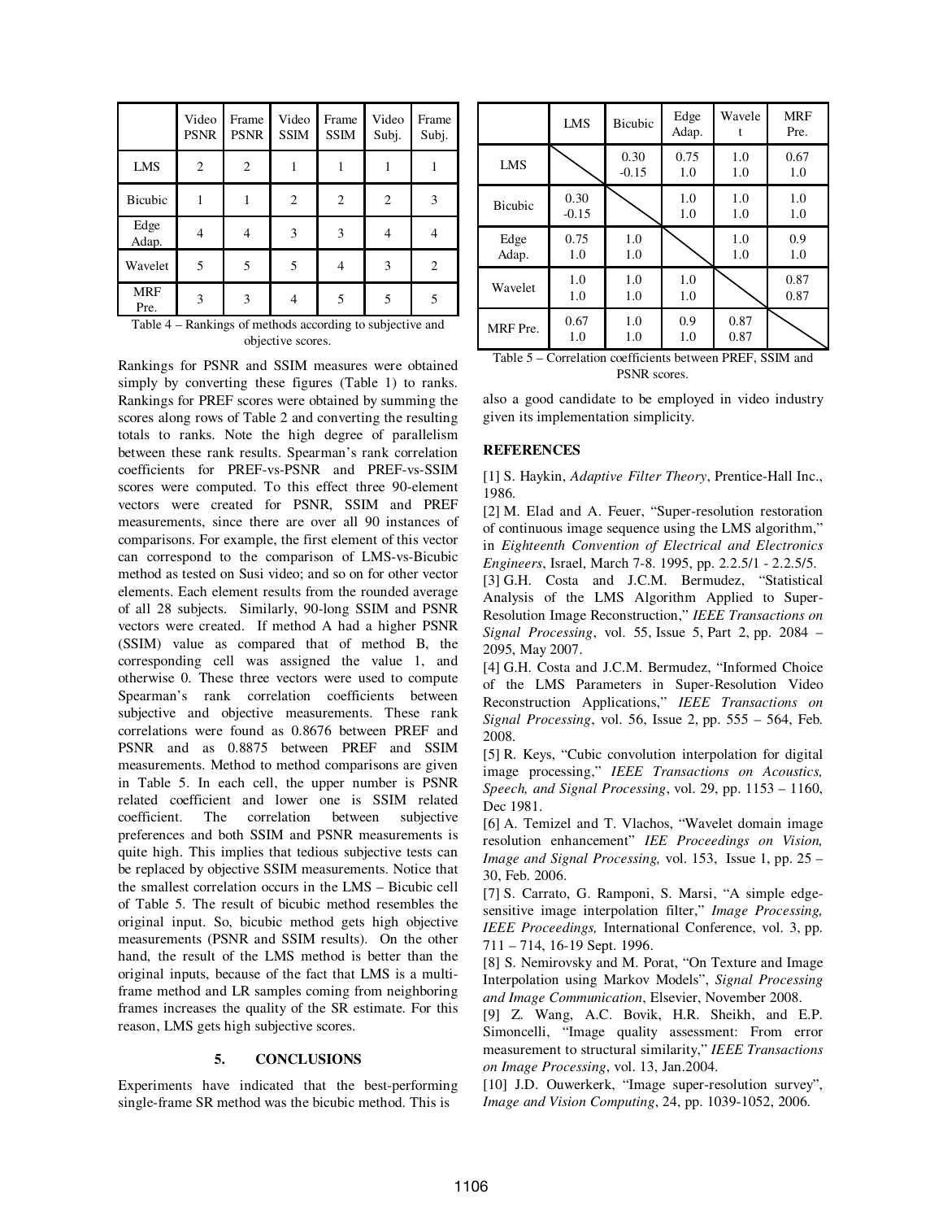| | Video PSNR | Frame PSNR | Video SSIM | Frame SSIM | Video Subj. | Frame Subj. |
|---|---|---|---|---|---|---|
| LMS | 2 | 2 | 1 | 1 | 1 | 1 |
| Bicubic | 1 | 1 | 2 | 2 | 2 | 3 |
| Edge Adap. | 4 | 4 | 3 | 3 | 4 | 4 |
| Wavelet | 5 | 5 | 5 | 4 | 3 | 2 |
| MRF Pre. | 3 | 3 | 4 | 5 | 5 | 5 |

Table 4 – Rankings of methods according to subjective and objective scores.

Rankings for PSNR and SSIM measures were obtained simply by converting these figures (Table 1) to ranks. Rankings for PREF scores were obtained by summing the scores along rows of Table 2 and converting the resulting totals to ranks. Note the high degree of parallelism between these rank results. Spearman's rank correlation coefficients for PREF-vs-PSNR and PREF-vs-SSIM scores were computed. To this effect three 90-element vectors were created for PSNR, SSIM and PREF measurements, since there are over all 90 instances of comparisons. For example, the first element of this vector can correspond to the comparison of LMS-vs-Bicubic method as tested on Susi video; and so on for other vector elements. Each element results from the rounded average of all 28 subjects. Similarly, 90-long SSIM and PSNR vectors were created. If method A had a higher PSNR (SSIM) value as compared that of method B, the corresponding cell was assigned the value 1, and otherwise 0. These three vectors were used to compute Spearman's rank correlation coefficients between subjective and objective measurements. These rank correlations were found as 0.8676 between PREF and PSNR and as 0.8875 between PREF and SSIM measurements. Method to method comparisons are given in Table 5. In each cell, the upper number is PSNR related coefficient and lower one is SSIM related coefficient. The correlation between subjective preferences and both SSIM and PSNR measurements is quite high. This implies that tedious subjective tests can be replaced by objective SSIM measurements. Notice that the smallest correlation occurs in the LMS – Bicubic cell of Table 5. The result of bicubic method resembles the original input. So, bicubic method gets high objective measurements (PSNR and SSIM results). On the other hand, the result of the LMS method is better than the original inputs, because of the fact that LMS is a multi-frame method and LR samples coming from neighboring frames increases the quality of the SR estimate. For this reason, LMS gets high subjective scores.

## 5. CONCLUSIONS

Experiments have indicated that the best-performing single-frame SR method was the bicubic method. This is also a good candidate to be employed in video industry given its implementation simplicity.

| | LMS | Bicubic | Edge Adap. | Wavelet | MRF Pre. |
|---|---|---|---|---|---|
| LMS | | 0.30<br>-0.15 | 0.75<br>1.0 | 1.0<br>1.0 | 0.67<br>1.0 |
| Bicubic | 0.30<br>-0.15 | | 1.0<br>1.0 | 1.0<br>1.0 | 1.0<br>1.0 |
| Edge Adap. | 0.75<br>1.0 | 1.0<br>1.0 | | 1.0<br>1.0 | 0.9<br>1.0 |
| Wavelet | 1.0<br>1.0 | 1.0<br>1.0 | 1.0<br>1.0 | | 0.87<br>0.87 |
| MRF Pre. | 0.67<br>1.0 | 1.0<br>1.0 | 0.9<br>1.0 | 0.87<br>0.87 | |

Table 5 – Correlation coefficients between PREF, SSIM and PSNR scores.

## REFERENCES

[1] S. Haykin, *Adaptive Filter Theory*, Prentice-Hall Inc., 1986.

[2] M. Elad and A. Feuer, "Super-resolution restoration of continuous image sequence using the LMS algorithm," in *Eighteenth Convention of Electrical and Electronics Engineers*, Israel, March 7-8. 1995, pp. 2.2.5/1 - 2.2.5/5.

[3] G.H. Costa and J.C.M. Bermudez, "Statistical Analysis of the LMS Algorithm Applied to Super-Resolution Image Reconstruction," *IEEE Transactions on Signal Processing*, vol. 55, Issue 5, Part 2, pp. 2084 – 2095, May 2007.

[4] G.H. Costa and J.C.M. Bermudez, "Informed Choice of the LMS Parameters in Super-Resolution Video Reconstruction Applications," *IEEE Transactions on Signal Processing*, vol. 56, Issue 2, pp. 555 – 564, Feb. 2008.

[5] R. Keys, "Cubic convolution interpolation for digital image processing," *IEEE Transactions on Acoustics, Speech, and Signal Processing*, vol. 29, pp. 1153 – 1160, Dec 1981.

[6] A. Temizel and T. Vlachos, "Wavelet domain image resolution enhancement" *IEE Proceedings on Vision, Image and Signal Processing,* vol. 153, Issue 1, pp. 25 – 30, Feb. 2006.

[7] S. Carrato, G. Ramponi, S. Marsi, "A simple edge-sensitive image interpolation filter," *Image Processing, IEEE Proceedings,* International Conference, vol. 3, pp. 711 – 714, 16-19 Sept. 1996.

[8] S. Nemirovsky and M. Porat, "On Texture and Image Interpolation using Markov Models", *Signal Processing and Image Communication*, Elsevier, November 2008.

[9] Z. Wang, A.C. Bovik, H.R. Sheikh, and E.P. Simoncelli, "Image quality assessment: From error measurement to structural similarity," *IEEE Transactions on Image Processing*, vol. 13, Jan.2004.

[10] J.D. Ouwerkerk, "Image super-resolution survey", *Image and Vision Computing*, 24, pp. 1039-1052, 2006.